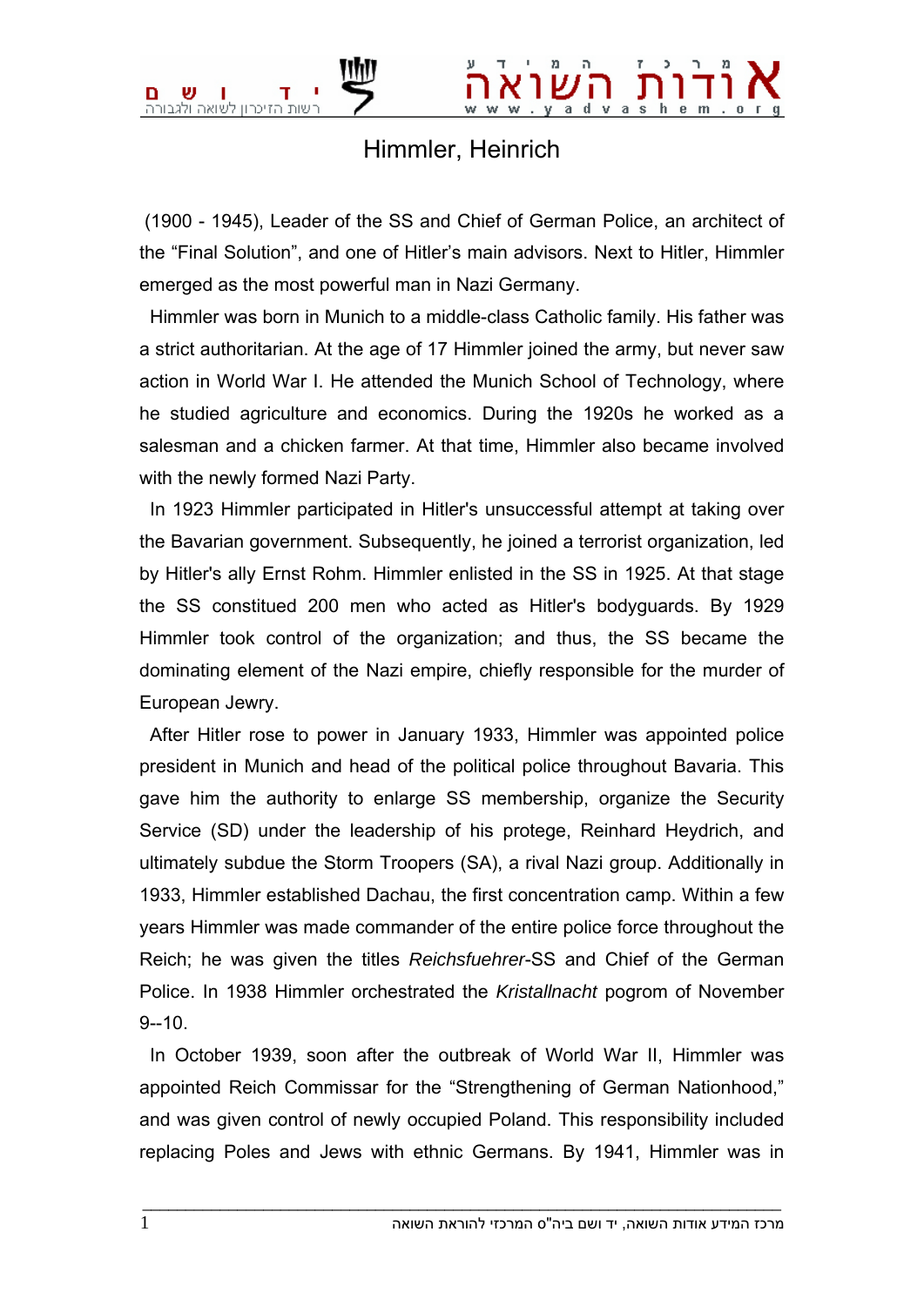# Himmler, Heinrich

(1900 - 1945), Leader of the SS and Chief of German Police, an architect of the “Final Solution”, and one of Hitler’s main advisors. Next to Hitler, Himmler emerged as the most powerful man in Nazi Germany.

Himmler was born in Munich to a middle-class Catholic family. His father was a strict authoritarian. At the age of 17 Himmler joined the army, but never saw action in World War I. He attended the Munich School of Technology, where he studied agriculture and economics. During the 1920s he worked as a salesman and a chicken farmer. At that time, Himmler also became involved with the newly formed Nazi Party.

In 1923 Himmler participated in Hitler's unsuccessful attempt at taking over the Bavarian government. Subsequently, he joined a terrorist organization, led by Hitler's ally Ernst Rohm. Himmler enlisted in the SS in 1925. At that stage the SS constituted 200 men who acted as Hitler's bodyguards. By 1929 Himmler took control of the organization; and thus, the SS became the dominating element of the Nazi empire, chiefly responsible for the murder of European Jewry.

After Hitler rose to power in January 1933, Himmler was appointed police president in Munich and head of the political police throughout Bavaria. This gave him the authority to enlarge SS membership, organize the Security Service (SD) under the leadership of his protege, Reinhard Heydrich, and ultimately subdue the Storm Troopers (SA), a rival Nazi group. Additionally in 1933, Himmler established Dachau, the first concentration camp. Within a few years Himmler was made commander of the entire police force throughout the Reich; he was given the titles *Reichsfuehrer*-SS and Chief of the German Police. In 1938 Himmler orchestrated the *Kristallnacht* pogrom of November 9--10.

In October 1939, soon after the outbreak of World War II, Himmler was appointed Reich Commissar for the “Strengthening of German Nationhood,” and was given control of newly occupied Poland. This responsibility included replacing Poles and Jews with ethnic Germans. By 1941, Himmler was in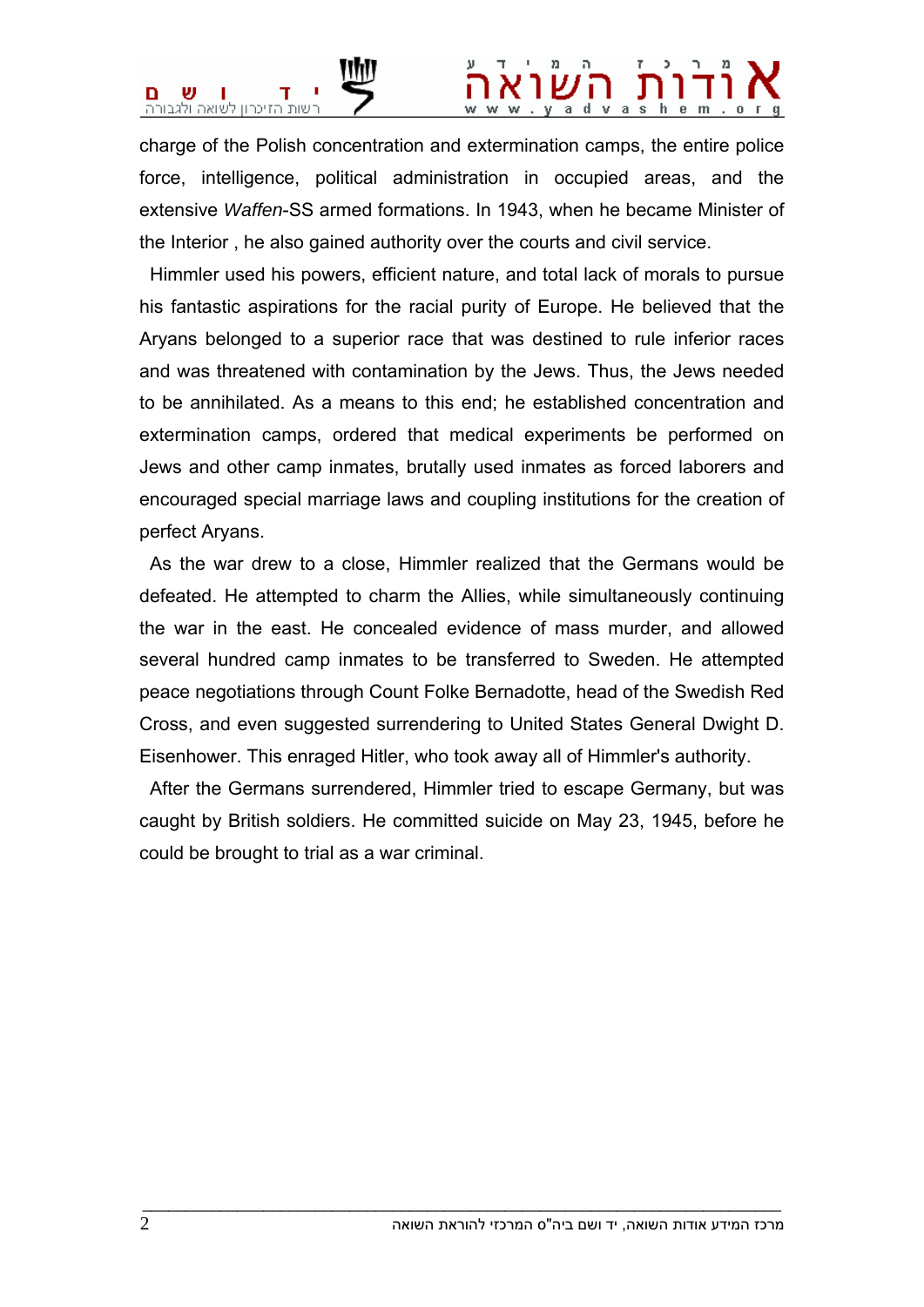charge of the Polish concentration and extermination camps, the entire police force, intelligence, political administration in occupied areas, and the extensive *Waffen*-SS armed formations. In 1943, when he became Minister of the Interior , he also gained authority over the courts and civil service.

Himmler used his powers, efficient nature, and total lack of morals to pursue his fantastic aspirations for the racial purity of Europe. He believed that the Aryans belonged to a superior race that was destined to rule inferior races and was threatened with contamination by the Jews. Thus, the Jews needed to be annihilated. As a means to this end; he established concentration and extermination camps, ordered that medical experiments be performed on Jews and other camp inmates, brutally used inmates as forced laborers and encouraged special marriage laws and coupling institutions for the creation of perfect Aryans.

As the war drew to a close, Himmler realized that the Germans would be defeated. He attempted to charm the Allies, while simultaneously continuing the war in the east. He concealed evidence of mass murder, and allowed several hundred camp inmates to be transferred to Sweden. He attempted peace negotiations through Count Folke Bernadotte, head of the Swedish Red Cross, and even suggested surrendering to United States General Dwight D. Eisenhower. This enraged Hitler, who took away all of Himmler's authority.

After the Germans surrendered, Himmler tried to escape Germany, but was caught by British soldiers. He committed suicide on May 23, 1945, before he could be brought to trial as a war criminal.